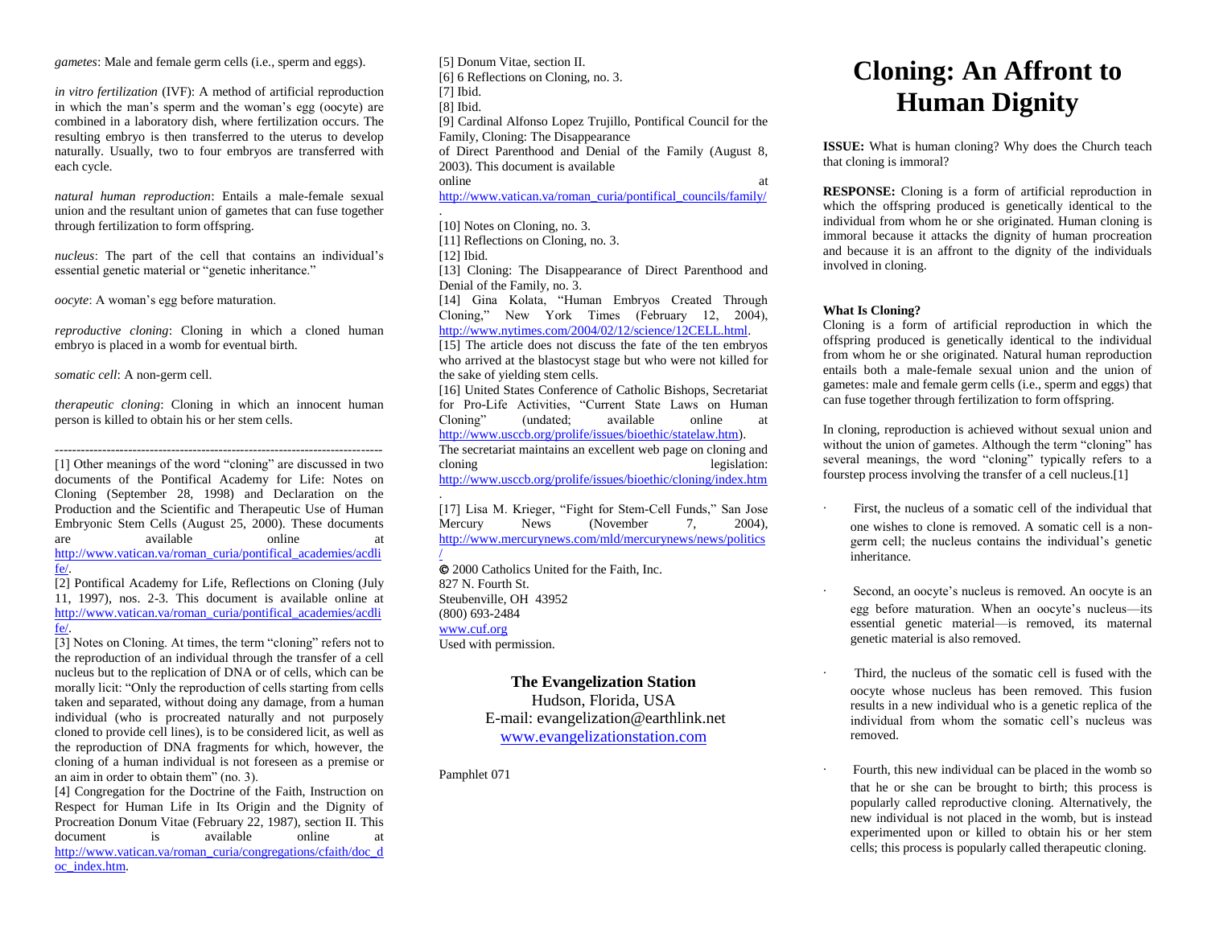*gametes*: Male and female germ cells (i.e., sperm and eggs).

*in vitro fertilization* (IVF): A method of artificial reproduction in which the man's sperm and the woman's egg (oocyte) are combined in a laboratory dish, where fertilization occurs. The resulting embryo is then transferred to the uterus to develop naturally. Usually, two to four embryos are transferred with each cycle.

*natural human reproduction*: Entails a male-female sexual union and the resultant union of gametes that can fuse together through fertilization to form offspring.

*nucleus*: The part of the cell that contains an individual's essential genetic material or "genetic inheritance."

*oocyte*: A woman's egg before maturation.

*reproductive cloning*: Cloning in which a cloned human embryo is placed in a womb for eventual birth.

*somatic cell*: A non-germ cell.

*therapeutic cloning*: Cloning in which an innocent human person is killed to obtain his or her stem cells.

---

[1] Other meanings of the word "cloning" are discussed in two documents of the Pontifical Academy for Life: Notes on Cloning (September 28, 1998) and Declaration on the Production and the Scientific and Therapeutic Use of Human Embryonic Stem Cells (August 25, 2000). These documents are available online at http://www.vatican.va/roman_curia/pontifical_academies/acdlife/.

[2] Pontifical Academy for Life, Reflections on Cloning (July 11, 1997), nos. 2-3. This document is available online at http://www.vatican.va/roman_curia/pontifical_academies/acdlife/.

[3] Notes on Cloning. At times, the term "cloning" refers not to the reproduction of an individual through the transfer of a cell nucleus but to the replication of DNA or of cells, which can be morally licit: "Only the reproduction of cells starting from cells taken and separated, without doing any damage, from a human individual (who is procreated naturally and not purposely cloned to provide cell lines), is to be considered licit, as well as the reproduction of DNA fragments for which, however, the cloning of a human individual is not foreseen as a premise or an aim in order to obtain them" (no. 3).

[4] Congregation for the Doctrine of the Faith, Instruction on Respect for Human Life in Its Origin and the Dignity of Procreation Donum Vitae (February 22, 1987), section II. This document is available online at http://www.vatican.va/roman_curia/congregations/cfaith/doc_doc_index.htm.

[5] Donum Vitae, section II.

[6] 6 Reflections on Cloning, no. 3.

[7] Ibid.

[8] Ibid.

[9] Cardinal Alfonso Lopez Trujillo, Pontifical Council for the Family, Cloning: The Disappearance of Direct Parenthood and Denial of the Family (August 8, 2003). This document is available online at http://www.vatican.va/roman_curia/pontifical_councils/family/.

[10] Notes on Cloning, no. 3.

[11] Reflections on Cloning, no. 3.

[12] Ibid.

[13] Cloning: The Disappearance of Direct Parenthood and Denial of the Family, no. 3.

[14] Gina Kolata, "Human Embryos Created Through Cloning," New York Times (February 12, 2004), http://www.nytimes.com/2004/02/12/science/12CELL.html.

[15] The article does not discuss the fate of the ten embryos who arrived at the blastocyst stage but who were not killed for the sake of yielding stem cells.

[16] United States Conference of Catholic Bishops, Secretariat for Pro-Life Activities, "Current State Laws on Human Cloning" (undated; available online at http://www.usccb.org/prolife/issues/bioethic/statelaw.htm). The secretariat maintains an excellent web page on cloning and cloning legislation: http://www.usccb.org/prolife/issues/bioethic/cloning/index.htm.

[17] Lisa M. Krieger, "Fight for Stem-Cell Funds," San Jose Mercury News (November 7, 2004), http://www.mercurynews.com/mld/mercurynews/news/politics/

© 2000 Catholics United for the Faith, Inc.
827 N. Fourth St.
Steubenville, OH 43952
(800) 693-2484
www.cuf.org
Used with permission.

**The Evangelization Station**
Hudson, Florida, USA
E-mail: evangelization@earthlink.net
www.evangelizationstation.com

Pamphlet 071

# Cloning: An Affront to Human Dignity

**ISSUE:** What is human cloning? Why does the Church teach that cloning is immoral?

**RESPONSE:** Cloning is a form of artificial reproduction in which the offspring produced is genetically identical to the individual from whom he or she originated. Human cloning is immoral because it attacks the dignity of human procreation and because it is an affront to the dignity of the individuals involved in cloning.

### What Is Cloning?

Cloning is a form of artificial reproduction in which the offspring produced is genetically identical to the individual from whom he or she originated. Natural human reproduction entails both a male-female sexual union and the union of gametes: male and female germ cells (i.e., sperm and eggs) that can fuse together through fertilization to form offspring.

In cloning, reproduction is achieved without sexual union and without the union of gametes. Although the term "cloning" has several meanings, the word "cloning" typically refers to a fourstep process involving the transfer of a cell nucleus.[1]

- First, the nucleus of a somatic cell of the individual that one wishes to clone is removed. A somatic cell is a non-germ cell; the nucleus contains the individual's genetic inheritance.

- Second, an oocyte's nucleus is removed. An oocyte is an egg before maturation. When an oocyte's nucleus—its essential genetic material—is removed, its maternal genetic material is also removed.

- Third, the nucleus of the somatic cell is fused with the oocyte whose nucleus has been removed. This fusion results in a new individual who is a genetic replica of the individual from whom the somatic cell's nucleus was removed.

- Fourth, this new individual can be placed in the womb so that he or she can be brought to birth; this process is popularly called reproductive cloning. Alternatively, the new individual is not placed in the womb, but is instead experimented upon or killed to obtain his or her stem cells; this process is popularly called therapeutic cloning.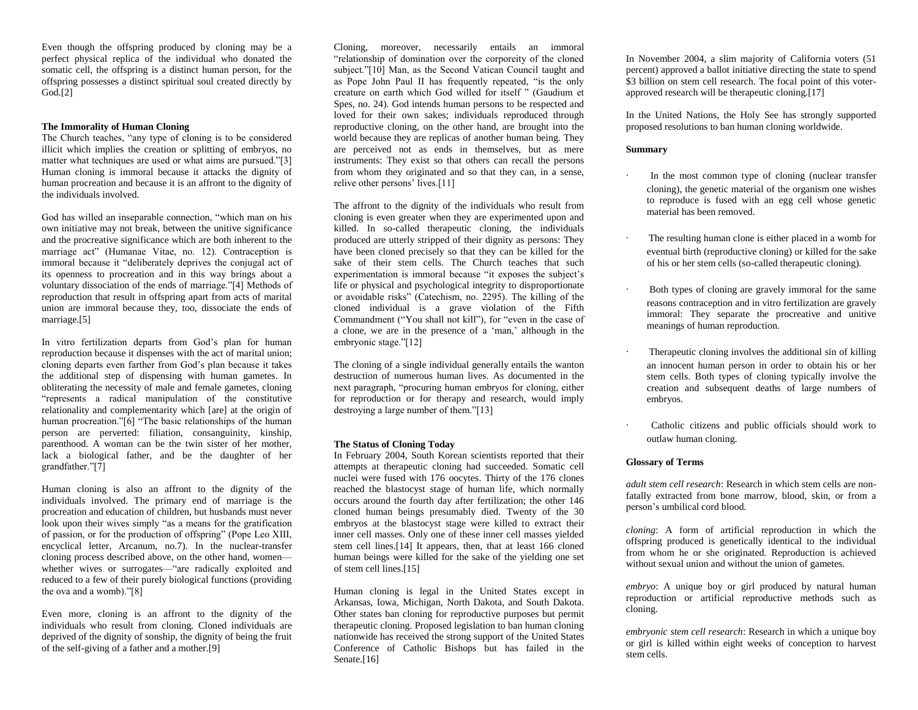Even though the offspring produced by cloning may be a perfect physical replica of the individual who donated the somatic cell, the offspring is a distinct human person, for the offspring possesses a distinct spiritual soul created directly by God.[2]

**The Immorality of Human Cloning**

The Church teaches, "any type of cloning is to be considered illicit which implies the creation or splitting of embryos, no matter what techniques are used or what aims are pursued."[3] Human cloning is immoral because it attacks the dignity of human procreation and because it is an affront to the dignity of the individuals involved.

God has willed an inseparable connection, "which man on his own initiative may not break, between the unitive significance and the procreative significance which are both inherent to the marriage act" (Humanae Vitae, no. 12). Contraception is immoral because it "deliberately deprives the conjugal act of its openness to procreation and in this way brings about a voluntary dissociation of the ends of marriage."[4] Methods of reproduction that result in offspring apart from acts of marital union are immoral because they, too, dissociate the ends of marriage.[5]

In vitro fertilization departs from God's plan for human reproduction because it dispenses with the act of marital union; cloning departs even farther from God's plan because it takes the additional step of dispensing with human gametes. In obliterating the necessity of male and female gametes, cloning "represents a radical manipulation of the constitutive relationality and complementarity which [are] at the origin of human procreation."[6] "The basic relationships of the human person are perverted: filiation, consanguinity, kinship, parenthood. A woman can be the twin sister of her mother, lack a biological father, and be the daughter of her grandfather."[7]

Human cloning is also an affront to the dignity of the individuals involved. The primary end of marriage is the procreation and education of children, but husbands must never look upon their wives simply "as a means for the gratification of passion, or for the production of offspring" (Pope Leo XIII, encyclical letter, Arcanum, no.7). In the nuclear-transfer cloning process described above, on the other hand, women—whether wives or surrogates—"are radically exploited and reduced to a few of their purely biological functions (providing the ova and a womb)."[8]

Even more, cloning is an affront to the dignity of the individuals who result from cloning. Cloned individuals are deprived of the dignity of sonship, the dignity of being the fruit of the self-giving of a father and a mother.[9]

Cloning, moreover, necessarily entails an immoral "relationship of domination over the corporeity of the cloned subject."[10] Man, as the Second Vatican Council taught and as Pope John Paul II has frequently repeated, "is the only creature on earth which God willed for itself " (Gaudium et Spes, no. 24). God intends human persons to be respected and loved for their own sakes; individuals reproduced through reproductive cloning, on the other hand, are brought into the world because they are replicas of another human being. They are perceived not as ends in themselves, but as mere instruments: They exist so that others can recall the persons from whom they originated and so that they can, in a sense, relive other persons' lives.[11]

The affront to the dignity of the individuals who result from cloning is even greater when they are experimented upon and killed. In so-called therapeutic cloning, the individuals produced are utterly stripped of their dignity as persons: They have been cloned precisely so that they can be killed for the sake of their stem cells. The Church teaches that such experimentation is immoral because "it exposes the subject's life or physical and psychological integrity to disproportionate or avoidable risks" (Catechism, no. 2295). The killing of the cloned individual is a grave violation of the Fifth Commandment ("You shall not kill"), for "even in the case of a clone, we are in the presence of a 'man,' although in the embryonic stage."[12]

The cloning of a single individual generally entails the wanton destruction of numerous human lives. As documented in the next paragraph, "procuring human embryos for cloning, either for reproduction or for therapy and research, would imply destroying a large number of them."[13]

**The Status of Cloning Today**

In February 2004, South Korean scientists reported that their attempts at therapeutic cloning had succeeded. Somatic cell nuclei were fused with 176 oocytes. Thirty of the 176 clones reached the blastocyst stage of human life, which normally occurs around the fourth day after fertilization; the other 146 cloned human beings presumably died. Twenty of the 30 embryos at the blastocyst stage were killed to extract their inner cell masses. Only one of these inner cell masses yielded stem cell lines.[14] It appears, then, that at least 166 cloned human beings were killed for the sake of the yielding one set of stem cell lines.[15]

Human cloning is legal in the United States except in Arkansas, Iowa, Michigan, North Dakota, and South Dakota. Other states ban cloning for reproductive purposes but permit therapeutic cloning. Proposed legislation to ban human cloning nationwide has received the strong support of the United States Conference of Catholic Bishops but has failed in the Senate.[16]

In November 2004, a slim majority of California voters (51 percent) approved a ballot initiative directing the state to spend \$3 billion on stem cell research. The focal point of this voter-approved research will be therapeutic cloning.[17]

In the United Nations, the Holy See has strongly supported proposed resolutions to ban human cloning worldwide.

**Summary**

- In the most common type of cloning (nuclear transfer cloning), the genetic material of the organism one wishes to reproduce is fused with an egg cell whose genetic material has been removed.
- The resulting human clone is either placed in a womb for eventual birth (reproductive cloning) or killed for the sake of his or her stem cells (so-called therapeutic cloning).
- Both types of cloning are gravely immoral for the same reasons contraception and in vitro fertilization are gravely immoral: They separate the procreative and unitive meanings of human reproduction.
- Therapeutic cloning involves the additional sin of killing an innocent human person in order to obtain his or her stem cells. Both types of cloning typically involve the creation and subsequent deaths of large numbers of embryos.
- Catholic citizens and public officials should work to outlaw human cloning.

**Glossary of Terms**

*adult stem cell research*: Research in which stem cells are non-fatally extracted from bone marrow, blood, skin, or from a person's umbilical cord blood.

*cloning*: A form of artificial reproduction in which the offspring produced is genetically identical to the individual from whom he or she originated. Reproduction is achieved without sexual union and without the union of gametes.

*embryo*: A unique boy or girl produced by natural human reproduction or artificial reproductive methods such as cloning.

*embryonic stem cell research*: Research in which a unique boy or girl is killed within eight weeks of conception to harvest stem cells.